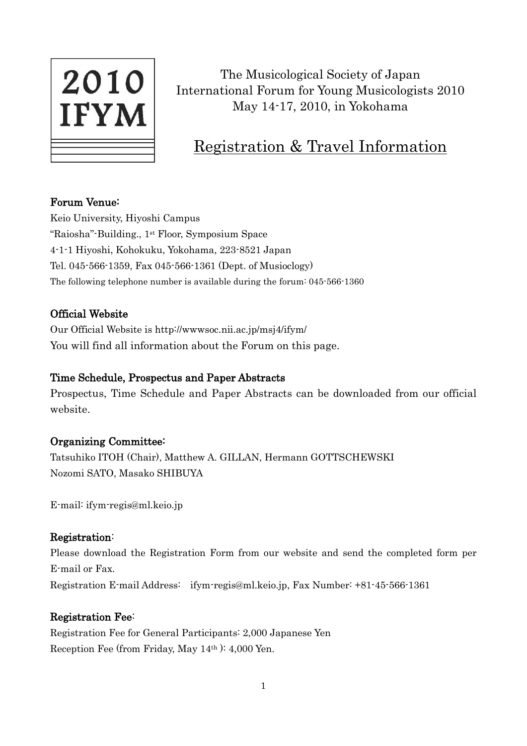2010
IFYM

The Musicological Society of Japan
International Forum for Young Musicologists 2010
May 14-17, 2010, in Yokohama

# Registration & Travel Information

### Forum Venue:

Keio University, Hiyoshi Campus
"Raiosha"-Building., 1st Floor, Symposium Space
4-1-1 Hiyoshi, Kohokuku, Yokohama, 223-8521 Japan
Tel. 045-566-1359, Fax 045-566-1361 (Dept. of Musioclogy)
The following telephone number is available during the forum: 045-566-1360

### Official Website

Our Official Website is http://wwwsoc.nii.ac.jp/msj4/ifym/
You will find all information about the Forum on this page.

### Time Schedule, Prospectus and Paper Abstracts

Prospectus, Time Schedule and Paper Abstracts can be downloaded from our official website.

### Organizing Committee:

Tatsuhiko ITOH (Chair), Matthew A. GILLAN, Hermann GOTTSCHEWSKI
Nozomi SATO, Masako SHIBUYA

E-mail: ifym-regis@ml.keio.jp

### Registration:

Please download the Registration Form from our website and send the completed form per E-mail or Fax.
Registration E-mail Address: ifym-regis@ml.keio.jp, Fax Number: +81-45-566-1361

### Registration Fee:

Registration Fee for General Participants: 2,000 Japanese Yen
Reception Fee (from Friday, May 14th ): 4,000 Yen.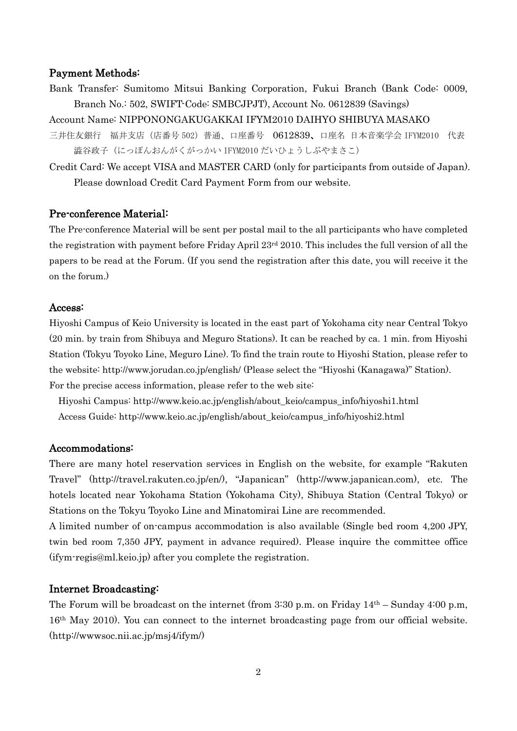## Payment Methods:

Bank Transfer: Sumitomo Mitsui Banking Corporation, Fukui Branch (Bank Code: 0009, Branch No.: 502, SWIFT-Code: SMBCJPJT), Account No. 0612839 (Savings)

Account Name: NIPPONONGAKUGAKKAI IFYM2010 DAIHYO SHIBUYA MASAKO

三井住友銀行　福井支店（店番号 502）普通、口座番号　0612839、口座名 日本音楽学会 IFYM2010　代表澁谷政子（にっぽんおんがくがっかい IFYM2010 だいひょうしぶやまさこ）

Credit Card: We accept VISA and MASTER CARD (only for participants from outside of Japan). Please download Credit Card Payment Form from our website.

## Pre-conference Material:

The Pre-conference Material will be sent per postal mail to the all participants who have completed the registration with payment before Friday April 23rd 2010. This includes the full version of all the papers to be read at the Forum. (If you send the registration after this date, you will receive it the on the forum.)

## Access:

Hiyoshi Campus of Keio University is located in the east part of Yokohama city near Central Tokyo (20 min. by train from Shibuya and Meguro Stations). It can be reached by ca. 1 min. from Hiyoshi Station (Tokyu Toyoko Line, Meguro Line). To find the train route to Hiyoshi Station, please refer to the website: http://www.jorudan.co.jp/english/ (Please select the "Hiyoshi (Kanagawa)" Station).

For the precise access information, please refer to the web site:

Hiyoshi Campus: http://www.keio.ac.jp/english/about_keio/campus_info/hiyoshi1.html

Access Guide: http://www.keio.ac.jp/english/about_keio/campus_info/hiyoshi2.html

## Accommodations:

There are many hotel reservation services in English on the website, for example "Rakuten Travel" (http://travel.rakuten.co.jp/en/), "Japanican" (http://www.japanican.com), etc. The hotels located near Yokohama Station (Yokohama City), Shibuya Station (Central Tokyo) or Stations on the Tokyu Toyoko Line and Minatomirai Line are recommended.

A limited number of on-campus accommodation is also available (Single bed room 4,200 JPY, twin bed room 7,350 JPY, payment in advance required). Please inquire the committee office (ifym-regis@ml.keio.jp) after you complete the registration.

## Internet Broadcasting:

The Forum will be broadcast on the internet (from 3:30 p.m. on Friday 14th – Sunday 4:00 p.m, 16th May 2010). You can connect to the internet broadcasting page from our official website. (http://wwwsoc.nii.ac.jp/msj4/ifym/)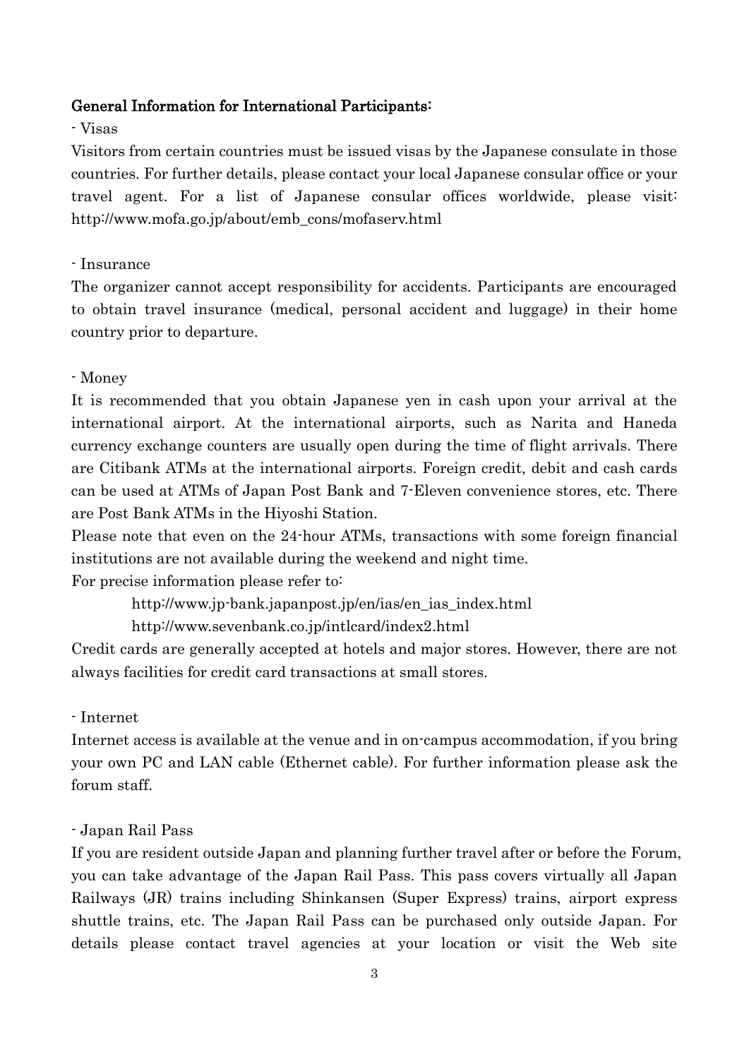**General Information for International Participants:**

- Visas

Visitors from certain countries must be issued visas by the Japanese consulate in those countries. For further details, please contact your local Japanese consular office or your travel agent. For a list of Japanese consular offices worldwide, please visit: http://www.mofa.go.jp/about/emb_cons/mofaserv.html

- Insurance

The organizer cannot accept responsibility for accidents. Participants are encouraged to obtain travel insurance (medical, personal accident and luggage) in their home country prior to departure.

- Money

It is recommended that you obtain Japanese yen in cash upon your arrival at the international airport. At the international airports, such as Narita and Haneda currency exchange counters are usually open during the time of flight arrivals. There are Citibank ATMs at the international airports. Foreign credit, debit and cash cards can be used at ATMs of Japan Post Bank and 7-Eleven convenience stores, etc. There are Post Bank ATMs in the Hiyoshi Station.

Please note that even on the 24-hour ATMs, transactions with some foreign financial institutions are not available during the weekend and night time.

For precise information please refer to:

http://www.jp-bank.japanpost.jp/en/ias/en_ias_index.html

http://www.sevenbank.co.jp/intlcard/index2.html

Credit cards are generally accepted at hotels and major stores. However, there are not always facilities for credit card transactions at small stores.

- Internet

Internet access is available at the venue and in on-campus accommodation, if you bring your own PC and LAN cable (Ethernet cable). For further information please ask the forum staff.

- Japan Rail Pass

If you are resident outside Japan and planning further travel after or before the Forum, you can take advantage of the Japan Rail Pass. This pass covers virtually all Japan Railways (JR) trains including Shinkansen (Super Express) trains, airport express shuttle trains, etc. The Japan Rail Pass can be purchased only outside Japan. For details please contact travel agencies at your location or visit the Web site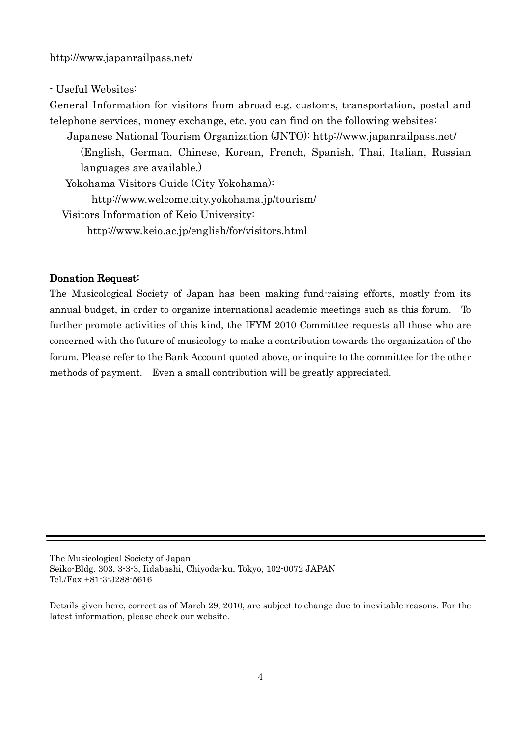http://www.japanrailpass.net/

- Useful Websites:

General Information for visitors from abroad e.g. customs, transportation, postal and telephone services, money exchange, etc. you can find on the following websites:

Japanese National Tourism Organization (JNTO): http://www.japanrailpass.net/
(English, German, Chinese, Korean, French, Spanish, Thai, Italian, Russian languages are available.)

Yokohama Visitors Guide (City Yokohama):
http://www.welcome.city.yokohama.jp/tourism/

Visitors Information of Keio University:
http://www.keio.ac.jp/english/for/visitors.html

## Donation Request:

The Musicological Society of Japan has been making fund-raising efforts, mostly from its annual budget, in order to organize international academic meetings such as this forum. To further promote activities of this kind, the IFYM 2010 Committee requests all those who are concerned with the future of musicology to make a contribution towards the organization of the forum. Please refer to the Bank Account quoted above, or inquire to the committee for the other methods of payment. Even a small contribution will be greatly appreciated.

---

The Musicological Society of Japan
Seiko-Bldg. 303, 3-3-3, Iidabashi, Chiyoda-ku, Tokyo, 102-0072 JAPAN
Tel./Fax +81-3-3288-5616

Details given here, correct as of March 29, 2010, are subject to change due to inevitable reasons. For the latest information, please check our website.